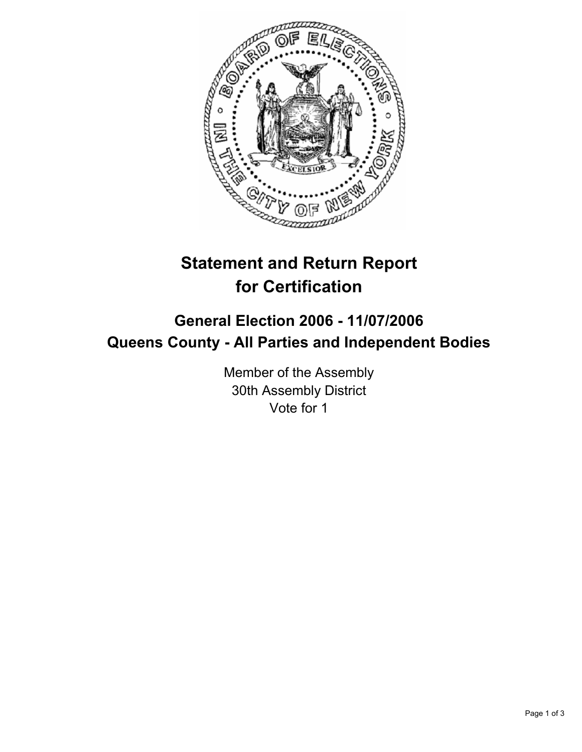# Statement and Return Report for Certification

## General Election 2006 - 11/07/2006

## Queens County - All Parties and Independent Bodies

Member of the Assembly
30th Assembly District
Vote for 1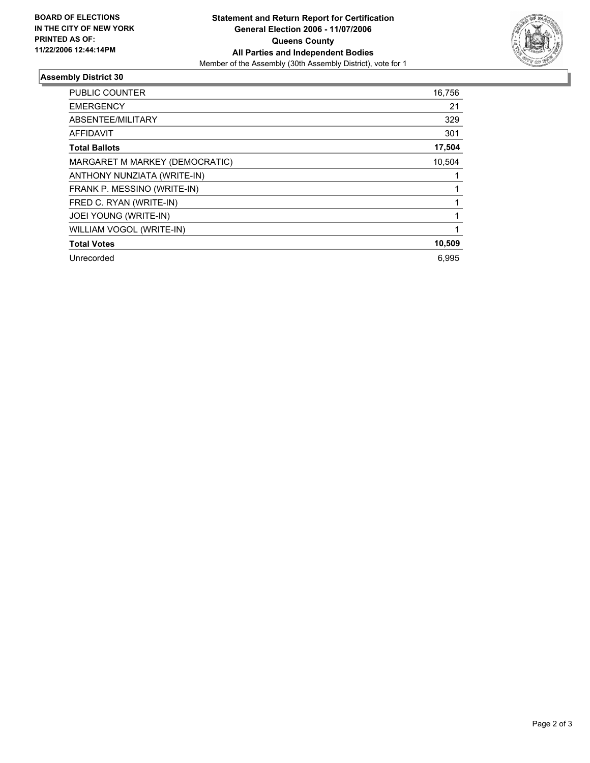**BOARD OF ELECTIONS IN THE CITY OF NEW YORK PRINTED AS OF: 11/22/2006 12:44:14PM**

**Statement and Return Report for Certification**
**General Election 2006 - 11/07/2006**
**Queens County**
**All Parties and Independent Bodies**
Member of the Assembly (30th Assembly District), vote for 1

## Assembly District 30

| | |
|---|---|
| PUBLIC COUNTER | 16,756 |
| EMERGENCY | 21 |
| ABSENTEE/MILITARY | 329 |
| AFFIDAVIT | 301 |
| **Total Ballots** | **17,504** |
| MARGARET M MARKEY (DEMOCRATIC) | 10,504 |
| ANTHONY NUNZIATA (WRITE-IN) | 1 |
| FRANK P. MESSINO (WRITE-IN) | 1 |
| FRED C. RYAN (WRITE-IN) | 1 |
| JOEI YOUNG (WRITE-IN) | 1 |
| WILLIAM VOGOL (WRITE-IN) | 1 |
| **Total Votes** | **10,509** |
| Unrecorded | 6,995 |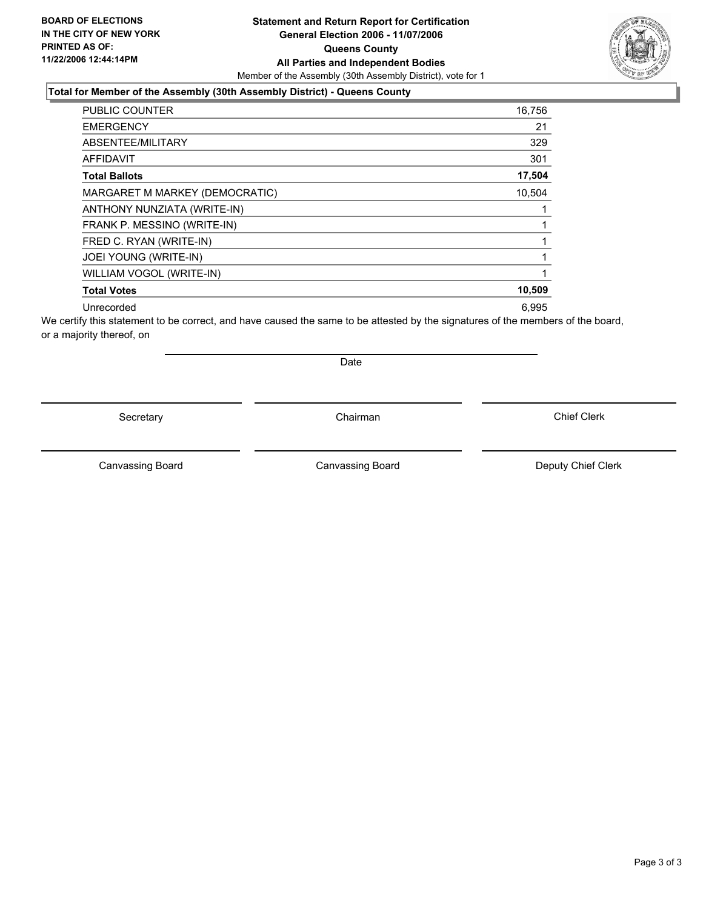**BOARD OF ELECTIONS IN THE CITY OF NEW YORK PRINTED AS OF: 11/22/2006 12:44:14PM**

**Statement and Return Report for Certification**
**General Election 2006 - 11/07/2006**
**Queens County**
**All Parties and Independent Bodies**
Member of the Assembly (30th Assembly District), vote for 1

### Total for Member of the Assembly (30th Assembly District) - Queens County

| | |
|---|---|
| PUBLIC COUNTER | 16,756 |
| EMERGENCY | 21 |
| ABSENTEE/MILITARY | 329 |
| AFFIDAVIT | 301 |
| **Total Ballots** | **17,504** |
| MARGARET M MARKEY (DEMOCRATIC) | 10,504 |
| ANTHONY NUNZIATA (WRITE-IN) | 1 |
| FRANK P. MESSINO (WRITE-IN) | 1 |
| FRED C. RYAN (WRITE-IN) | 1 |
| JOEI YOUNG (WRITE-IN) | 1 |
| WILLIAM VOGOL (WRITE-IN) | 1 |
| **Total Votes** | **10,509** |
| Unrecorded | 6,995 |

We certify this statement to be correct, and have caused the same to be attested by the signatures of the members of the board, or a majority thereof, on

Date

Secretary | Chairman | Chief Clerk

Canvassing Board | Canvassing Board | Deputy Chief Clerk